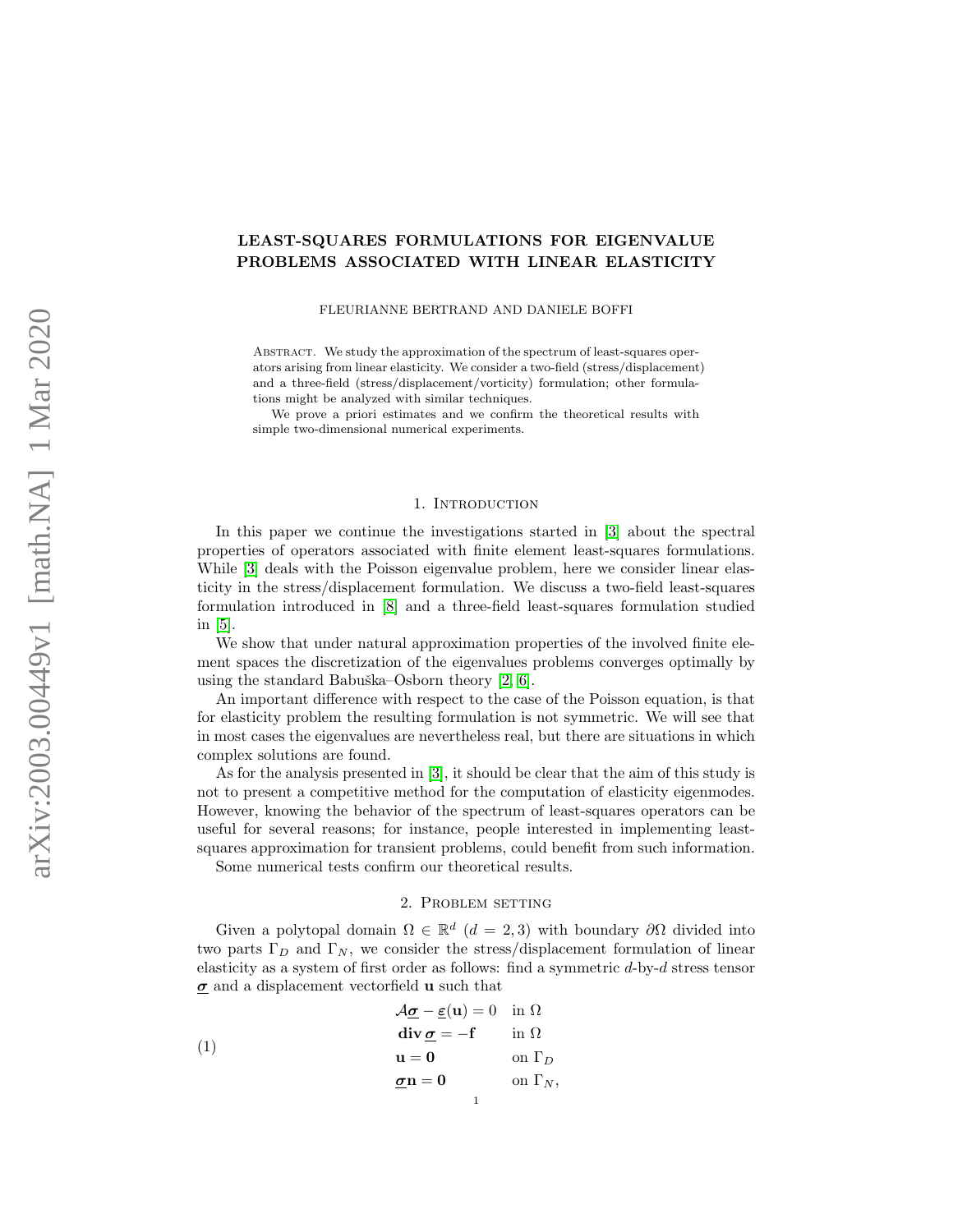# LEAST-SQUARES FORMULATIONS FOR EIGENVALUE PROBLEMS ASSOCIATED WITH LINEAR ELASTICITY

FLEURIANNE BERTRAND AND DANIELE BOFFI

Abstract. We study the approximation of the spectrum of least-squares operators arising from linear elasticity. We consider a two-field (stress/displacement) and a three-field (stress/displacement/vorticity) formulation; other formulations might be analyzed with similar techniques.

We prove a priori estimates and we confirm the theoretical results with simple two-dimensional numerical experiments.

## 1. Introduction

In this paper we continue the investigations started in [3] about the spectral properties of operators associated with finite element least-squares formulations. While [3] deals with the Poisson eigenvalue problem, here we consider linear elasticity in the stress/displacement formulation. We discuss a two-field least-squares formulation introduced in [8] and a three-field least-squares formulation studied in [5].

We show that under natural approximation properties of the involved finite element spaces the discretization of the eigenvalues problems converges optimally by using the standard Babuška–Osborn theory [2, 6].

An important difference with respect to the case of the Poisson equation, is that for elasticity problem the resulting formulation is not symmetric. We will see that in most cases the eigenvalues are nevertheless real, but there are situations in which complex solutions are found.

As for the analysis presented in [3], it should be clear that the aim of this study is not to present a competitive method for the computation of elasticity eigenmodes. However, knowing the behavior of the spectrum of least-squares operators can be useful for several reasons; for instance, people interested in implementing least-squares approximation for transient problems, could benefit from such information.

Some numerical tests confirm our theoretical results.

## 2. Problem setting

Given a polytopal domain $\Omega \in \mathbb{R}^d$ ($d = 2, 3$) with boundary $\partial\Omega$ divided into two parts $\Gamma_D$ and $\Gamma_N$, we consider the stress/displacement formulation of linear elasticity as a system of first order as follows: find a symmetric $d$-by-$d$ stress tensor $\underline{\boldsymbol{\sigma}}$ and a displacement vectorfield $\mathbf{u}$ such that

$$
\begin{aligned}
&\mathcal{A}\underline{\boldsymbol{\sigma}} - \underline{\varepsilon}(\mathbf{u}) = 0 && \text{in } \Omega\\
&\mathbf{div}\,\underline{\boldsymbol{\sigma}} = -\mathbf{f} && \text{in } \Omega\\
&\mathbf{u} = \mathbf{0} && \text{on } \Gamma_D\\
&\underline{\boldsymbol{\sigma}}\mathbf{n} = \mathbf{0} && \text{on } \Gamma_N,
\end{aligned}
\tag{1}
$$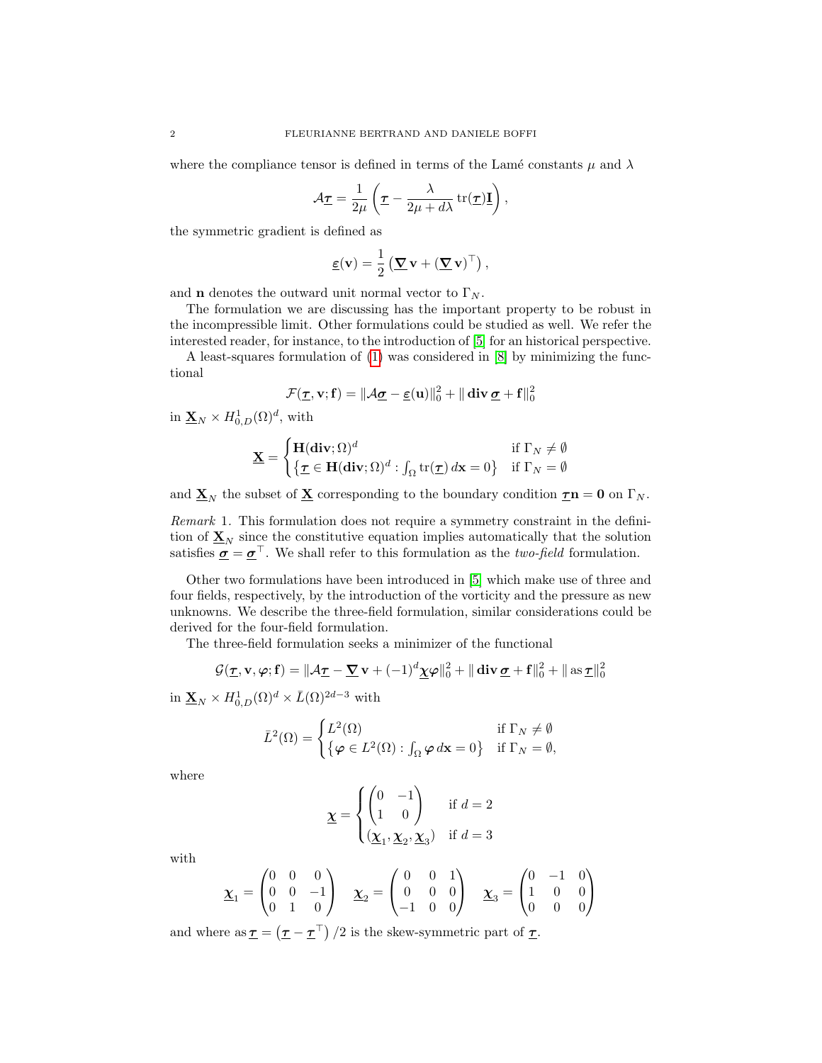where the compliance tensor is defined in terms of the Lamé constants $\mu$ and $\lambda$

$$\mathcal{A}\underline{\boldsymbol{\tau}} = \frac{1}{2\mu}\left(\underline{\boldsymbol{\tau}} - \frac{\lambda}{2\mu + d\lambda}\operatorname{tr}(\underline{\boldsymbol{\tau}})\underline{\mathbf{I}}\right),$$

the symmetric gradient is defined as

$$\underline{\boldsymbol{\varepsilon}}(\mathbf{v}) = \frac{1}{2}\left(\underline{\boldsymbol{\nabla}}\,\mathbf{v} + (\underline{\boldsymbol{\nabla}}\,\mathbf{v})^\top\right),$$

and $\mathbf{n}$ denotes the outward unit normal vector to $\Gamma_N$.

The formulation we are discussing has the important property to be robust in the incompressible limit. Other formulations could be studied as well. We refer the interested reader, for instance, to the introduction of [5] for an historical perspective.

A least-squares formulation of (1) was considered in [8] by minimizing the functional

$$\mathcal{F}(\underline{\boldsymbol{\tau}}, \mathbf{v}; \mathbf{f}) = \|\mathcal{A}\underline{\boldsymbol{\sigma}} - \underline{\boldsymbol{\varepsilon}}(\mathbf{u})\|_0^2 + \|\operatorname{\mathbf{div}}\underline{\boldsymbol{\sigma}} + \mathbf{f}\|_0^2$$

in $\underline{\mathbf{X}}_N \times H^1_{0,D}(\Omega)^d$, with

$$\underline{\mathbf{X}} = \begin{cases} \mathbf{H}(\mathbf{div};\Omega)^d & \text{if } \Gamma_N \neq \emptyset \\ \left\{\underline{\boldsymbol{\tau}} \in \mathbf{H}(\mathbf{div};\Omega)^d : \int_\Omega \operatorname{tr}(\underline{\boldsymbol{\tau}})\,d\mathbf{x} = 0\right\} & \text{if } \Gamma_N = \emptyset \end{cases}$$

and $\underline{\mathbf{X}}_N$ the subset of $\underline{\mathbf{X}}$ corresponding to the boundary condition $\underline{\boldsymbol{\tau}}\mathbf{n} = \mathbf{0}$ on $\Gamma_N$.

*Remark* 1. This formulation does not require a symmetry constraint in the definition of $\underline{\mathbf{X}}_N$ since the constitutive equation implies automatically that the solution satisfies $\underline{\boldsymbol{\sigma}} = \underline{\boldsymbol{\sigma}}^\top$. We shall refer to this formulation as the *two-field* formulation.

Other two formulations have been introduced in [5] which make use of three and four fields, respectively, by the introduction of the vorticity and the pressure as new unknowns. We describe the three-field formulation, similar considerations could be derived for the four-field formulation.

The three-field formulation seeks a minimizer of the functional

$$\mathcal{G}(\underline{\boldsymbol{\tau}}, \mathbf{v}, \boldsymbol{\varphi}; \mathbf{f}) = \|\mathcal{A}\underline{\boldsymbol{\tau}} - \underline{\boldsymbol{\nabla}}\,\mathbf{v} + (-1)^d\underline{\boldsymbol{\chi}}\boldsymbol{\varphi}\|_0^2 + \|\operatorname{\mathbf{div}}\underline{\boldsymbol{\sigma}} + \mathbf{f}\|_0^2 + \|\operatorname{as}\underline{\boldsymbol{\tau}}\|_0^2$$

in $\underline{\mathbf{X}}_N \times H^1_{0,D}(\Omega)^d \times \bar{L}(\Omega)^{2d-3}$ with

$$\bar{L}^2(\Omega) = \begin{cases} L^2(\Omega) & \text{if } \Gamma_N \neq \emptyset \\ \left\{\boldsymbol{\varphi} \in L^2(\Omega) : \int_\Omega \boldsymbol{\varphi}\,d\mathbf{x} = 0\right\} & \text{if } \Gamma_N = \emptyset, \end{cases}$$

where

$$\underline{\boldsymbol{\chi}} = \begin{cases} \begin{pmatrix} 0 & -1 \\ 1 & 0 \end{pmatrix} & \text{if } d = 2 \\ (\underline{\boldsymbol{\chi}}_1, \underline{\boldsymbol{\chi}}_2, \underline{\boldsymbol{\chi}}_3) & \text{if } d = 3 \end{cases}$$

with

$$\underline{\boldsymbol{\chi}}_1 = \begin{pmatrix} 0 & 0 & 0 \\ 0 & 0 & -1 \\ 0 & 1 & 0 \end{pmatrix} \quad \underline{\boldsymbol{\chi}}_2 = \begin{pmatrix} 0 & 0 & 1 \\ 0 & 0 & 0 \\ -1 & 0 & 0 \end{pmatrix} \quad \underline{\boldsymbol{\chi}}_3 = \begin{pmatrix} 0 & -1 & 0 \\ 1 & 0 & 0 \\ 0 & 0 & 0 \end{pmatrix}$$

and where $\operatorname{as}\underline{\boldsymbol{\tau}} = \left(\underline{\boldsymbol{\tau}} - \underline{\boldsymbol{\tau}}^\top\right)/2$ is the skew-symmetric part of $\underline{\boldsymbol{\tau}}$.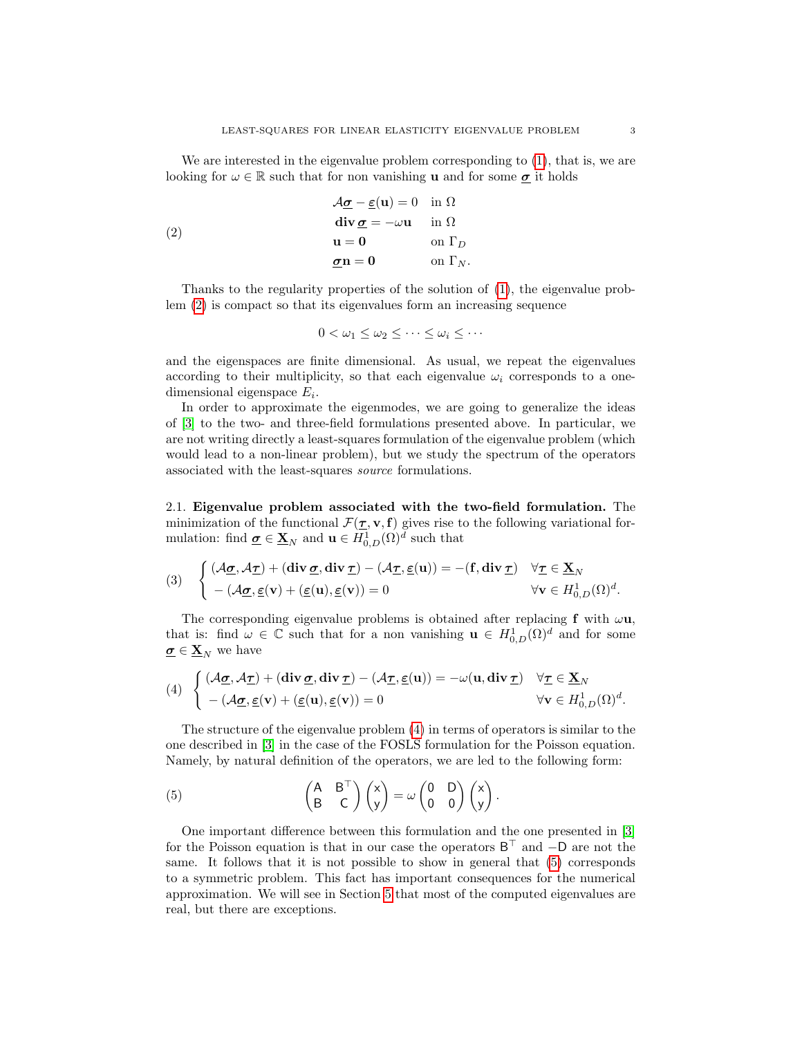We are interested in the eigenvalue problem corresponding to (1), that is, we are looking for $\omega \in \mathbb{R}$ such that for non vanishing $\mathbf{u}$ and for some $\underline{\boldsymbol{\sigma}}$ it holds

$$
\begin{aligned}
&\mathcal{A}\underline{\boldsymbol{\sigma}} - \underline{\varepsilon}(\mathbf{u}) = 0 && \text{in } \Omega\\
&\mathbf{div}\,\underline{\boldsymbol{\sigma}} = -\omega\mathbf{u} && \text{in } \Omega\\
&\mathbf{u} = \mathbf{0} && \text{on } \Gamma_D\\
&\underline{\boldsymbol{\sigma}}\mathbf{n} = \mathbf{0} && \text{on } \Gamma_N.
\end{aligned} \tag{2}
$$

Thanks to the regularity properties of the solution of (1), the eigenvalue problem (2) is compact so that its eigenvalues form an increasing sequence

$$
0 < \omega_1 \le \omega_2 \le \cdots \le \omega_i \le \cdots
$$

and the eigenspaces are finite dimensional. As usual, we repeat the eigenvalues according to their multiplicity, so that each eigenvalue $\omega_i$ corresponds to a one-dimensional eigenspace $E_i$.

In order to approximate the eigenmodes, we are going to generalize the ideas of [3] to the two- and three-field formulations presented above. In particular, we are not writing directly a least-squares formulation of the eigenvalue problem (which would lead to a non-linear problem), but we study the spectrum of the operators associated with the least-squares *source* formulations.

2.1. **Eigenvalue problem associated with the two-field formulation.** The minimization of the functional $\mathcal{F}(\underline{\boldsymbol{\tau}}, \mathbf{v}, \mathbf{f})$ gives rise to the following variational formulation: find $\underline{\boldsymbol{\sigma}} \in \underline{\mathbf{X}}_N$ and $\mathbf{u} \in H^1_{0,D}(\Omega)^d$ such that

$$
\begin{cases}
(\mathcal{A}\underline{\boldsymbol{\sigma}}, \mathcal{A}\underline{\boldsymbol{\tau}}) + (\mathbf{div}\,\underline{\boldsymbol{\sigma}}, \mathbf{div}\,\underline{\boldsymbol{\tau}}) - (\mathcal{A}\underline{\boldsymbol{\tau}}, \underline{\varepsilon}(\mathbf{u})) = -(\mathbf{f}, \mathbf{div}\,\underline{\boldsymbol{\tau}}) & \forall \underline{\boldsymbol{\tau}} \in \underline{\mathbf{X}}_N\\
-(\mathcal{A}\underline{\boldsymbol{\sigma}}, \underline{\varepsilon}(\mathbf{v})) + (\underline{\varepsilon}(\mathbf{u}), \underline{\varepsilon}(\mathbf{v})) = 0 & \forall \mathbf{v} \in H^1_{0,D}(\Omega)^d.
\end{cases} \tag{3}
$$

The corresponding eigenvalue problems is obtained after replacing $\mathbf{f}$ with $\omega\mathbf{u}$, that is: find $\omega \in \mathbb{C}$ such that for a non vanishing $\mathbf{u} \in H^1_{0,D}(\Omega)^d$ and for some $\underline{\boldsymbol{\sigma}} \in \underline{\mathbf{X}}_N$ we have

$$
\begin{cases}
(\mathcal{A}\underline{\boldsymbol{\sigma}}, \mathcal{A}\underline{\boldsymbol{\tau}}) + (\mathbf{div}\,\underline{\boldsymbol{\sigma}}, \mathbf{div}\,\underline{\boldsymbol{\tau}}) - (\mathcal{A}\underline{\boldsymbol{\tau}}, \underline{\varepsilon}(\mathbf{u})) = -\omega(\mathbf{u}, \mathbf{div}\,\underline{\boldsymbol{\tau}}) & \forall \underline{\boldsymbol{\tau}} \in \underline{\mathbf{X}}_N\\
-(\mathcal{A}\underline{\boldsymbol{\sigma}}, \underline{\varepsilon}(\mathbf{v})) + (\underline{\varepsilon}(\mathbf{u}), \underline{\varepsilon}(\mathbf{v})) = 0 & \forall \mathbf{v} \in H^1_{0,D}(\Omega)^d.
\end{cases} \tag{4}
$$

The structure of the eigenvalue problem (4) in terms of operators is similar to the one described in [3] in the case of the FOSLS formulation for the Poisson equation. Namely, by natural definition of the operators, we are led to the following form:

$$
\begin{pmatrix} \mathsf{A} & \mathsf{B}^\top \\ \mathsf{B} & \mathsf{C} \end{pmatrix} \begin{pmatrix} \mathsf{x} \\ \mathsf{y} \end{pmatrix} = \omega \begin{pmatrix} 0 & \mathsf{D} \\ 0 & 0 \end{pmatrix} \begin{pmatrix} \mathsf{x} \\ \mathsf{y} \end{pmatrix}. \tag{5}
$$

One important difference between this formulation and the one presented in [3] for the Poisson equation is that in our case the operators $\mathsf{B}^\top$ and $-\mathsf{D}$ are not the same. It follows that it is not possible to show in general that (5) corresponds to a symmetric problem. This fact has important consequences for the numerical approximation. We will see in Section 5 that most of the computed eigenvalues are real, but there are exceptions.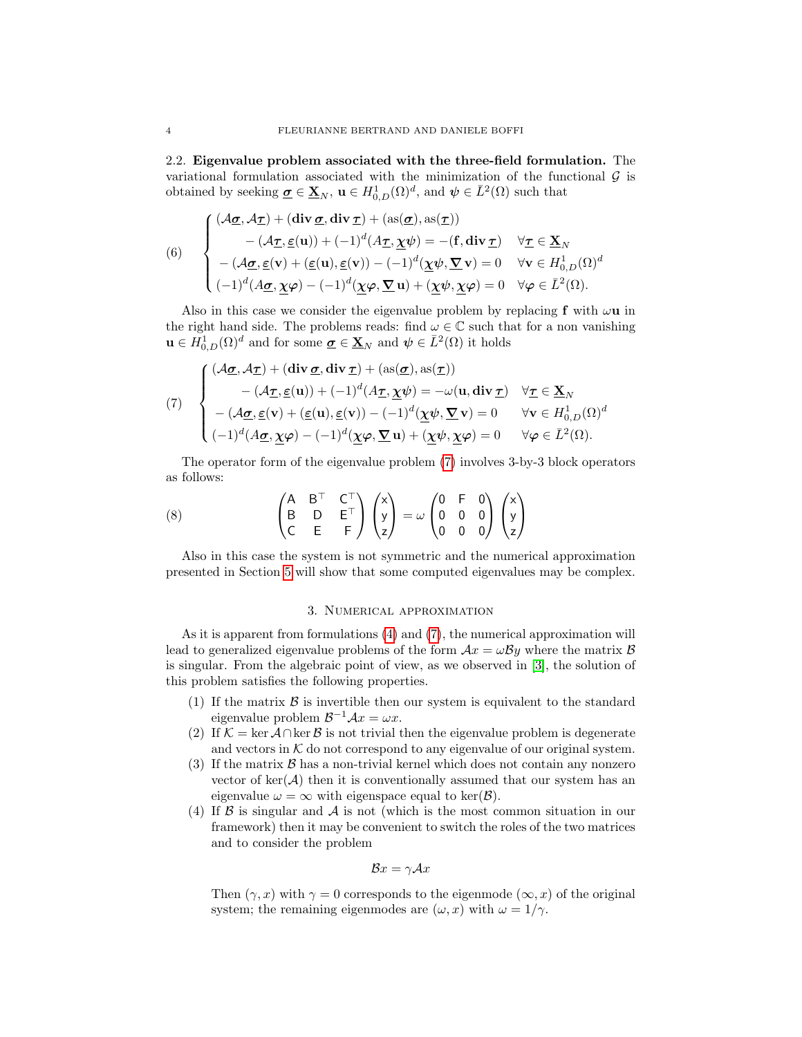### 2.2. Eigenvalue problem associated with the three-field formulation.

The variational formulation associated with the minimization of the functional $\mathcal{G}$ is obtained by seeking $\underline{\boldsymbol{\sigma}} \in \underline{\mathbf{X}}_N$, $\mathbf{u} \in H^1_{0,D}(\Omega)^d$, and $\boldsymbol{\psi} \in \bar{L}^2(\Omega)$ such that

$$
(6) \quad \begin{cases}
(\mathcal{A}\underline{\boldsymbol{\sigma}}, \mathcal{A}\underline{\boldsymbol{\tau}}) + (\mathbf{div}\,\underline{\boldsymbol{\sigma}}, \mathbf{div}\,\underline{\boldsymbol{\tau}}) + (\mathrm{as}(\underline{\boldsymbol{\sigma}}), \mathrm{as}(\underline{\boldsymbol{\tau}})) \\
\qquad - (\mathcal{A}\underline{\boldsymbol{\tau}}, \underline{\boldsymbol{\varepsilon}}(\mathbf{u})) + (-1)^d (\mathcal{A}\underline{\boldsymbol{\tau}}, \underline{\boldsymbol{\chi}}\boldsymbol{\psi}) = -(\mathbf{f}, \mathbf{div}\,\underline{\boldsymbol{\tau}}) & \forall \underline{\boldsymbol{\tau}} \in \underline{\mathbf{X}}_N \\
-(\mathcal{A}\underline{\boldsymbol{\sigma}}, \underline{\boldsymbol{\varepsilon}}(\mathbf{v}) + (\underline{\boldsymbol{\varepsilon}}(\mathbf{u}), \underline{\boldsymbol{\varepsilon}}(\mathbf{v})) - (-1)^d (\underline{\boldsymbol{\chi}}\boldsymbol{\psi}, \underline{\boldsymbol{\nabla}}\,\mathbf{v}) = 0 & \forall \mathbf{v} \in H^1_{0,D}(\Omega)^d \\
(-1)^d (\mathcal{A}\underline{\boldsymbol{\sigma}}, \underline{\boldsymbol{\chi}}\boldsymbol{\varphi}) - (-1)^d (\underline{\boldsymbol{\chi}}\boldsymbol{\varphi}, \underline{\boldsymbol{\nabla}}\,\mathbf{u}) + (\underline{\boldsymbol{\chi}}\boldsymbol{\psi}, \underline{\boldsymbol{\chi}}\boldsymbol{\varphi}) = 0 & \forall \boldsymbol{\varphi} \in \bar{L}^2(\Omega).
\end{cases}
$$

Also in this case we consider the eigenvalue problem by replacing $\mathbf{f}$ with $\omega\mathbf{u}$ in the right hand side. The problems reads: find $\omega \in \mathbb{C}$ such that for a non vanishing $\mathbf{u} \in H^1_{0,D}(\Omega)^d$ and for some $\underline{\boldsymbol{\sigma}} \in \underline{\mathbf{X}}_N$ and $\boldsymbol{\psi} \in \bar{L}^2(\Omega)$ it holds

$$
(7) \quad \begin{cases}
(\mathcal{A}\underline{\boldsymbol{\sigma}}, \mathcal{A}\underline{\boldsymbol{\tau}}) + (\mathbf{div}\,\underline{\boldsymbol{\sigma}}, \mathbf{div}\,\underline{\boldsymbol{\tau}}) + (\mathrm{as}(\underline{\boldsymbol{\sigma}}), \mathrm{as}(\underline{\boldsymbol{\tau}})) \\
\qquad - (\mathcal{A}\underline{\boldsymbol{\tau}}, \underline{\boldsymbol{\varepsilon}}(\mathbf{u})) + (-1)^d (\mathcal{A}\underline{\boldsymbol{\tau}}, \underline{\boldsymbol{\chi}}\boldsymbol{\psi}) = -\omega(\mathbf{u}, \mathbf{div}\,\underline{\boldsymbol{\tau}}) & \forall \underline{\boldsymbol{\tau}} \in \underline{\mathbf{X}}_N \\
-(\mathcal{A}\underline{\boldsymbol{\sigma}}, \underline{\boldsymbol{\varepsilon}}(\mathbf{v}) + (\underline{\boldsymbol{\varepsilon}}(\mathbf{u}), \underline{\boldsymbol{\varepsilon}}(\mathbf{v})) - (-1)^d (\underline{\boldsymbol{\chi}}\boldsymbol{\psi}, \underline{\boldsymbol{\nabla}}\,\mathbf{v}) = 0 & \forall \mathbf{v} \in H^1_{0,D}(\Omega)^d \\
(-1)^d (\mathcal{A}\underline{\boldsymbol{\sigma}}, \underline{\boldsymbol{\chi}}\boldsymbol{\varphi}) - (-1)^d (\underline{\boldsymbol{\chi}}\boldsymbol{\varphi}, \underline{\boldsymbol{\nabla}}\,\mathbf{u}) + (\underline{\boldsymbol{\chi}}\boldsymbol{\psi}, \underline{\boldsymbol{\chi}}\boldsymbol{\varphi}) = 0 & \forall \boldsymbol{\varphi} \in \bar{L}^2(\Omega).
\end{cases}
$$

The operator form of the eigenvalue problem (7) involves 3-by-3 block operators as follows:

$$
(8) \qquad \begin{pmatrix} \mathsf{A} & \mathsf{B}^\top & \mathsf{C}^\top \\ \mathsf{B} & \mathsf{D} & \mathsf{E}^\top \\ \mathsf{C} & \mathsf{E} & \mathsf{F} \end{pmatrix} \begin{pmatrix} \mathsf{x} \\ \mathsf{y} \\ \mathsf{z} \end{pmatrix} = \omega \begin{pmatrix} 0 & \mathsf{F} & 0 \\ 0 & 0 & 0 \\ 0 & 0 & 0 \end{pmatrix} \begin{pmatrix} \mathsf{x} \\ \mathsf{y} \\ \mathsf{z} \end{pmatrix}
$$

Also in this case the system is not symmetric and the numerical approximation presented in Section 5 will show that some computed eigenvalues may be complex.

## 3. Numerical approximation

As it is apparent from formulations (4) and (7), the numerical approximation will lead to generalized eigenvalue problems of the form $\mathcal{A}x = \omega\mathcal{B}y$ where the matrix $\mathcal{B}$ is singular. From the algebraic point of view, as we observed in [3], the solution of this problem satisfies the following properties.

1. If the matrix $\mathcal{B}$ is invertible then our system is equivalent to the standard eigenvalue problem $\mathcal{B}^{-1}\mathcal{A}x = \omega x$.
2. If $\mathcal{K} = \ker\mathcal{A} \cap \ker\mathcal{B}$ is not trivial then the eigenvalue problem is degenerate and vectors in $\mathcal{K}$ do not correspond to any eigenvalue of our original system.
3. If the matrix $\mathcal{B}$ has a non-trivial kernel which does not contain any nonzero vector of $\ker(\mathcal{A})$ then it is conventionally assumed that our system has an eigenvalue $\omega = \infty$ with eigenspace equal to $\ker(\mathcal{B})$.
4. If $\mathcal{B}$ is singular and $\mathcal{A}$ is not (which is the most common situation in our framework) then it may be convenient to switch the roles of the two matrices and to consider the problem

   $$\mathcal{B}x = \gamma\mathcal{A}x$$

   Then $(\gamma, x)$ with $\gamma = 0$ corresponds to the eigenmode $(\infty, x)$ of the original system; the remaining eigenmodes are $(\omega, x)$ with $\omega = 1/\gamma$.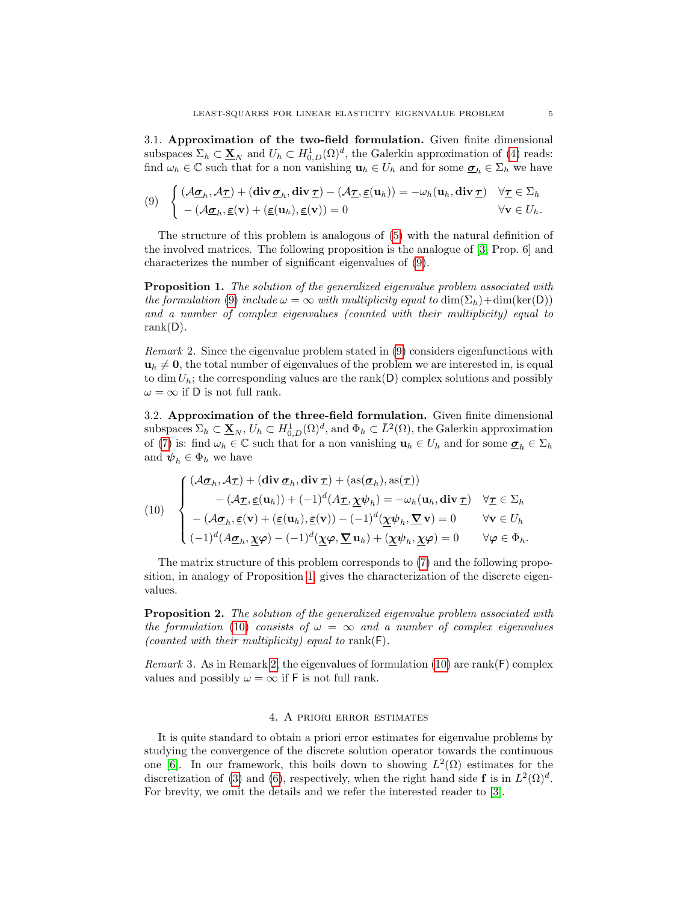3.1. **Approximation of the two-field formulation.** Given finite dimensional subspaces $\Sigma_h \subset \underline{\mathbf{X}}_N$ and $U_h \subset H^1_{0,D}(\Omega)^d$, the Galerkin approximation of (4) reads: find $\omega_h \in \mathbb{C}$ such that for a non vanishing $\mathbf{u}_h \in U_h$ and for some $\underline{\boldsymbol{\sigma}}_h \in \Sigma_h$ we have

$$
(9) \quad \begin{cases} (\mathcal{A}\underline{\boldsymbol{\sigma}}_h, \mathcal{A}\underline{\boldsymbol{\tau}}) + (\mathbf{div}\,\underline{\boldsymbol{\sigma}}_h, \mathbf{div}\,\underline{\boldsymbol{\tau}}) - (\mathcal{A}\underline{\boldsymbol{\tau}}, \underline{\boldsymbol{\varepsilon}}(\mathbf{u}_h)) = -\omega_h(\mathbf{u}_h, \mathbf{div}\,\underline{\boldsymbol{\tau}}) & \forall \underline{\boldsymbol{\tau}} \in \Sigma_h \\ -(\mathcal{A}\underline{\boldsymbol{\sigma}}_h, \underline{\boldsymbol{\varepsilon}}(\mathbf{v}) + (\underline{\boldsymbol{\varepsilon}}(\mathbf{u}_h), \underline{\boldsymbol{\varepsilon}}(\mathbf{v})) = 0 & \forall \mathbf{v} \in U_h. \end{cases}
$$

The structure of this problem is analogous of (5) with the natural definition of the involved matrices. The following proposition is the analogue of [3, Prop. 6] and characterizes the number of significant eigenvalues of (9).

**Proposition 1.** *The solution of the generalized eigenvalue problem associated with the formulation* (9) *include* $\omega = \infty$ *with multiplicity equal to* $\dim(\Sigma_h) + \dim(\ker(\mathsf{D}))$ *and a number of complex eigenvalues (counted with their multiplicity) equal to* $\operatorname{rank}(\mathsf{D})$.

*Remark* 2. Since the eigenvalue problem stated in (9) considers eigenfunctions with $\mathbf{u}_h \neq \mathbf{0}$, the total number of eigenvalues of the problem we are interested in, is equal to $\dim U_h$; the corresponding values are the $\operatorname{rank}(\mathsf{D})$ complex solutions and possibly $\omega = \infty$ if $\mathsf{D}$ is not full rank.

3.2. **Approximation of the three-field formulation.** Given finite dimensional subspaces $\Sigma_h \subset \underline{\mathbf{X}}_N$, $U_h \subset H^1_{0,D}(\Omega)^d$, and $\Phi_h \subset \bar{L}^2(\Omega)$, the Galerkin approximation of (7) is: find $\omega_h \in \mathbb{C}$ such that for a non vanishing $\mathbf{u}_h \in U_h$ and for some $\underline{\boldsymbol{\sigma}}_h \in \Sigma_h$ and $\boldsymbol{\psi}_h \in \Phi_h$ we have

$$
(10) \quad \begin{cases} (\mathcal{A}\underline{\boldsymbol{\sigma}}_h, \mathcal{A}\underline{\boldsymbol{\tau}}) + (\mathbf{div}\,\underline{\boldsymbol{\sigma}}_h, \mathbf{div}\,\underline{\boldsymbol{\tau}}) + (\operatorname{as}(\underline{\boldsymbol{\sigma}}_h), \operatorname{as}(\underline{\boldsymbol{\tau}})) & \\ \qquad - (\mathcal{A}\underline{\boldsymbol{\tau}}, \underline{\boldsymbol{\varepsilon}}(\mathbf{u}_h)) + (-1)^d (A\underline{\boldsymbol{\tau}}, \underline{\boldsymbol{\chi}}\boldsymbol{\psi}_h) = -\omega_h(\mathbf{u}_h, \mathbf{div}\,\underline{\boldsymbol{\tau}}) & \forall \underline{\boldsymbol{\tau}} \in \Sigma_h \\ -(\mathcal{A}\underline{\boldsymbol{\sigma}}_h, \underline{\boldsymbol{\varepsilon}}(\mathbf{v}) + (\underline{\boldsymbol{\varepsilon}}(\mathbf{u}_h), \underline{\boldsymbol{\varepsilon}}(\mathbf{v})) - (-1)^d (\underline{\boldsymbol{\chi}}\boldsymbol{\psi}_h, \underline{\boldsymbol{\nabla}}\,\mathbf{v}) = 0 & \forall \mathbf{v} \in U_h \\ (-1)^d (A\underline{\boldsymbol{\sigma}}_h, \underline{\boldsymbol{\chi}}\boldsymbol{\varphi}) - (-1)^d (\underline{\boldsymbol{\chi}}\boldsymbol{\varphi}, \underline{\boldsymbol{\nabla}}\,\mathbf{u}_h) + (\underline{\boldsymbol{\chi}}\boldsymbol{\psi}_h, \underline{\boldsymbol{\chi}}\boldsymbol{\varphi}) = 0 & \forall \boldsymbol{\varphi} \in \Phi_h. \end{cases}
$$

The matrix structure of this problem corresponds to (7) and the following proposition, in analogy of Proposition 1, gives the characterization of the discrete eigenvalues.

**Proposition 2.** *The solution of the generalized eigenvalue problem associated with the formulation* (10) *consists of* $\omega = \infty$ *and a number of complex eigenvalues (counted with their multiplicity) equal to* $\operatorname{rank}(\mathsf{F})$.

*Remark* 3. As in Remark 2, the eigenvalues of formulation (10) are $\operatorname{rank}(\mathsf{F})$ complex values and possibly $\omega = \infty$ if $\mathsf{F}$ is not full rank.

## 4. A priori error estimates

It is quite standard to obtain a priori error estimates for eigenvalue problems by studying the convergence of the discrete solution operator towards the continuous one [6]. In our framework, this boils down to showing $L^2(\Omega)$ estimates for the discretization of (3) and (6), respectively, when the right hand side $\mathbf{f}$ is in $L^2(\Omega)^d$. For brevity, we omit the details and we refer the interested reader to [3].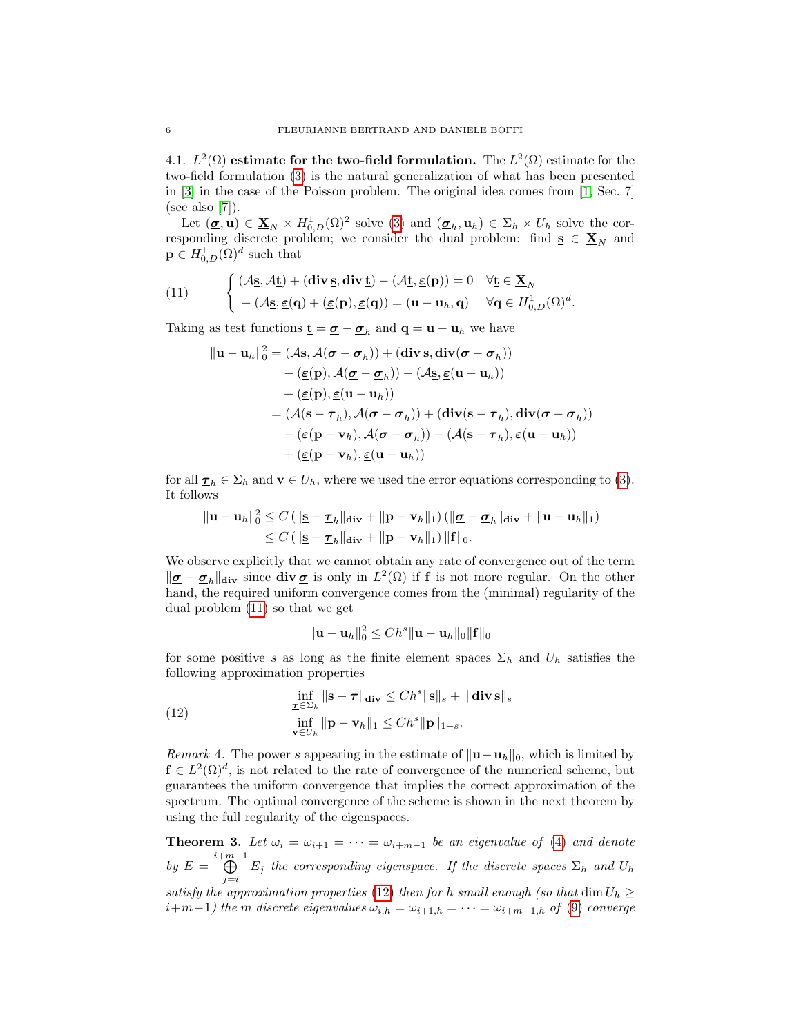4.1. $L^2(\Omega)$ **estimate for the two-field formulation.** The $L^2(\Omega)$ estimate for the two-field formulation (3) is the natural generalization of what has been presented in [3] in the case of the Poisson problem. The original idea comes from [1, Sec. 7] (see also [7]).

Let $(\underline{\boldsymbol{\sigma}}, \mathbf{u}) \in \underline{\mathbf{X}}_N \times H^1_{0,D}(\Omega)^2$ solve (3) and $(\underline{\boldsymbol{\sigma}}_h, \mathbf{u}_h) \in \Sigma_h \times U_h$ solve the corresponding discrete problem; we consider the dual problem: find $\underline{\mathbf{s}} \in \underline{\mathbf{X}}_N$ and $\mathbf{p} \in H^1_{0,D}(\Omega)^d$ such that

$$
\begin{cases}
(\mathcal{A}\underline{\mathbf{s}}, \mathcal{A}\underline{\mathbf{t}}) + (\mathbf{div}\,\underline{\mathbf{s}}, \mathbf{div}\,\underline{\mathbf{t}}) - (\mathcal{A}\underline{\mathbf{t}}, \underline{\boldsymbol{\varepsilon}}(\mathbf{p})) = 0 & \forall \underline{\mathbf{t}} \in \underline{\mathbf{X}}_N \\
-(\mathcal{A}\underline{\mathbf{s}}, \underline{\boldsymbol{\varepsilon}}(\mathbf{q})) + (\underline{\boldsymbol{\varepsilon}}(\mathbf{p}), \underline{\boldsymbol{\varepsilon}}(\mathbf{q})) = (\mathbf{u} - \mathbf{u}_h, \mathbf{q}) & \forall \mathbf{q} \in H^1_{0,D}(\Omega)^d.
\end{cases}
\tag{11}
$$

Taking as test functions $\underline{\mathbf{t}} = \underline{\boldsymbol{\sigma}} - \underline{\boldsymbol{\sigma}}_h$ and $\mathbf{q} = \mathbf{u} - \mathbf{u}_h$ we have

$$
\begin{aligned}
\|\mathbf{u} - \mathbf{u}_h\|_0^2 &= (\mathcal{A}\underline{\mathbf{s}}, \mathcal{A}(\underline{\boldsymbol{\sigma}} - \underline{\boldsymbol{\sigma}}_h)) + (\mathbf{div}\,\underline{\mathbf{s}}, \mathbf{div}(\underline{\boldsymbol{\sigma}} - \underline{\boldsymbol{\sigma}}_h)) \\
&\quad - (\underline{\boldsymbol{\varepsilon}}(\mathbf{p}), \mathcal{A}(\underline{\boldsymbol{\sigma}} - \underline{\boldsymbol{\sigma}}_h)) - (\mathcal{A}\underline{\mathbf{s}}, \underline{\boldsymbol{\varepsilon}}(\mathbf{u} - \mathbf{u}_h)) \\
&\quad + (\underline{\boldsymbol{\varepsilon}}(\mathbf{p}), \underline{\boldsymbol{\varepsilon}}(\mathbf{u} - \mathbf{u}_h)) \\
&= (\mathcal{A}(\underline{\mathbf{s}} - \underline{\boldsymbol{\tau}}_h), \mathcal{A}(\underline{\boldsymbol{\sigma}} - \underline{\boldsymbol{\sigma}}_h)) + (\mathbf{div}(\underline{\mathbf{s}} - \underline{\boldsymbol{\tau}}_h), \mathbf{div}(\underline{\boldsymbol{\sigma}} - \underline{\boldsymbol{\sigma}}_h)) \\
&\quad - (\underline{\boldsymbol{\varepsilon}}(\mathbf{p} - \mathbf{v}_h), \mathcal{A}(\underline{\boldsymbol{\sigma}} - \underline{\boldsymbol{\sigma}}_h)) - (\mathcal{A}(\underline{\mathbf{s}} - \underline{\boldsymbol{\tau}}_h), \underline{\boldsymbol{\varepsilon}}(\mathbf{u} - \mathbf{u}_h)) \\
&\quad + (\underline{\boldsymbol{\varepsilon}}(\mathbf{p} - \mathbf{v}_h), \underline{\boldsymbol{\varepsilon}}(\mathbf{u} - \mathbf{u}_h))
\end{aligned}
$$

for all $\underline{\boldsymbol{\tau}}_h \in \Sigma_h$ and $\mathbf{v} \in U_h$, where we used the error equations corresponding to (3). It follows

$$
\begin{aligned}
\|\mathbf{u} - \mathbf{u}_h\|_0^2 &\le C\,(\|\underline{\mathbf{s}} - \underline{\boldsymbol{\tau}}_h\|_{\mathbf{div}} + \|\mathbf{p} - \mathbf{v}_h\|_1)\,(\|\underline{\boldsymbol{\sigma}} - \underline{\boldsymbol{\sigma}}_h\|_{\mathbf{div}} + \|\mathbf{u} - \mathbf{u}_h\|_1) \\
&\le C\,(\|\underline{\mathbf{s}} - \underline{\boldsymbol{\tau}}_h\|_{\mathbf{div}} + \|\mathbf{p} - \mathbf{v}_h\|_1)\,\|\mathbf{f}\|_0.
\end{aligned}
$$

We observe explicitly that we cannot obtain any rate of convergence out of the term $\|\underline{\boldsymbol{\sigma}} - \underline{\boldsymbol{\sigma}}_h\|_{\mathbf{div}}$ since $\mathbf{div}\,\underline{\boldsymbol{\sigma}}$ is only in $L^2(\Omega)$ if $\mathbf{f}$ is not more regular. On the other hand, the required uniform convergence comes from the (minimal) regularity of the dual problem (11) so that we get

$$
\|\mathbf{u} - \mathbf{u}_h\|_0^2 \le Ch^s \|\mathbf{u} - \mathbf{u}_h\|_0 \|\mathbf{f}\|_0
$$

for some positive $s$ as long as the finite element spaces $\Sigma_h$ and $U_h$ satisfies the following approximation properties

$$
\begin{aligned}
&\inf_{\underline{\boldsymbol{\tau}} \in \Sigma_h} \|\underline{\mathbf{s}} - \underline{\boldsymbol{\tau}}\|_{\mathbf{div}} \le Ch^s \|\underline{\mathbf{s}}\|_s + \|\,\mathbf{div}\,\underline{\mathbf{s}}\|_s \\
&\inf_{\mathbf{v} \in U_h} \|\mathbf{p} - \mathbf{v}_h\|_1 \le Ch^s \|\mathbf{p}\|_{1+s}.
\end{aligned}
\tag{12}
$$

*Remark* 4. The power $s$ appearing in the estimate of $\|\mathbf{u} - \mathbf{u}_h\|_0$, which is limited by $\mathbf{f} \in L^2(\Omega)^d$, is not related to the rate of convergence of the numerical scheme, but guarantees the uniform convergence that implies the correct approximation of the spectrum. The optimal convergence of the scheme is shown in the next theorem by using the full regularity of the eigenspaces.

**Theorem 3.** *Let $\omega_i = \omega_{i+1} = \cdots = \omega_{i+m-1}$ be an eigenvalue of (4) and denote by $E = \bigoplus_{j=i}^{i+m-1} E_j$ the corresponding eigenspace. If the discrete spaces $\Sigma_h$ and $U_h$ satisfy the approximation properties (12) then for $h$ small enough (so that $\dim U_h \ge i+m-1$) the $m$ discrete eigenvalues $\omega_{i,h} = \omega_{i+1,h} = \cdots = \omega_{i+m-1,h}$ of (9) converge*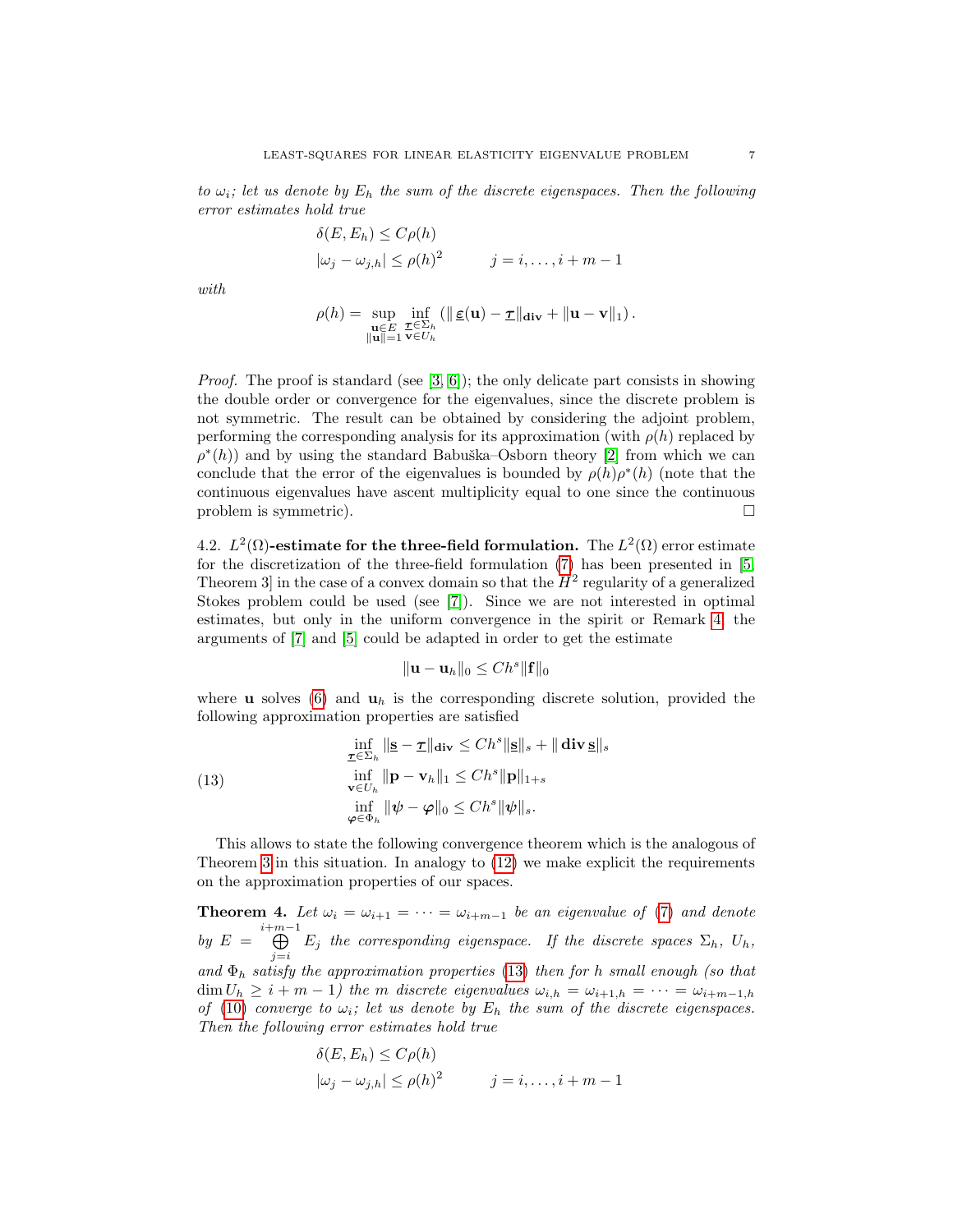to $\omega_i$; let us denote by $E_h$ the sum of the discrete eigenspaces. Then the following error estimates hold true

$$
\begin{aligned}
&\delta(E, E_h) \le C\rho(h) \\
&|\omega_j - \omega_{j,h}| \le \rho(h)^2 \qquad\qquad j = i, \dots, i+m-1
\end{aligned}
$$

*with*

$$
\rho(h) = \sup_{\substack{\mathbf{u}\in E\\ \|\mathbf{u}\|=1}} \inf_{\substack{\underline{\boldsymbol{\tau}}\in\Sigma_h\\ \mathbf{v}\in U_h}} \left(\|\underline{\boldsymbol{\varepsilon}}(\mathbf{u}) - \underline{\boldsymbol{\tau}}\|_{\mathbf{div}} + \|\mathbf{u}-\mathbf{v}\|_1\right).
$$

*Proof.* The proof is standard (see [3, 6]); the only delicate part consists in showing the double order or convergence for the eigenvalues, since the discrete problem is not symmetric. The result can be obtained by considering the adjoint problem, performing the corresponding analysis for its approximation (with $\rho(h)$ replaced by $\rho^*(h)$) and by using the standard Babuška–Osborn theory [2] from which we can conclude that the error of the eigenvalues is bounded by $\rho(h)\rho^*(h)$ (note that the continuous eigenvalues have ascent multiplicity equal to one since the continuous problem is symmetric). $\square$

### 4.2. $L^2(\Omega)$-estimate for the three-field formulation.

The $L^2(\Omega)$ error estimate for the discretization of the three-field formulation (7) has been presented in [5, Theorem 3] in the case of a convex domain so that the $H^2$ regularity of a generalized Stokes problem could be used (see [7]). Since we are not interested in optimal estimates, but only in the uniform convergence in the spirit or Remark 4, the arguments of [7] and [5] could be adapted in order to get the estimate

$$
\|\mathbf{u}-\mathbf{u}_h\|_0 \le Ch^s\|\mathbf{f}\|_0
$$

where $\mathbf{u}$ solves (6) and $\mathbf{u}_h$ is the corresponding discrete solution, provided the following approximation properties are satisfied

$$
\begin{aligned}
&\inf_{\underline{\boldsymbol{\tau}}\in\Sigma_h} \|\underline{\mathbf{s}} - \underline{\boldsymbol{\tau}}\|_{\mathbf{div}} \le Ch^s\|\underline{\mathbf{s}}\|_s + \|\,\mathbf{div}\,\underline{\mathbf{s}}\|_s \\
&\inf_{\mathbf{v}\in U_h} \|\mathbf{p}-\mathbf{v}_h\|_1 \le Ch^s\|\mathbf{p}\|_{1+s} \qquad\qquad (13)\\
&\inf_{\boldsymbol{\varphi}\in\Phi_h} \|\boldsymbol{\psi}-\boldsymbol{\varphi}\|_0 \le Ch^s\|\boldsymbol{\psi}\|_s.
\end{aligned}
$$

This allows to state the following convergence theorem which is the analogous of Theorem 3 in this situation. In analogy to (12) we make explicit the requirements on the approximation properties of our spaces.

**Theorem 4.** *Let $\omega_i = \omega_{i+1} = \dots = \omega_{i+m-1}$ be an eigenvalue of (7) and denote by $E = \bigoplus_{j=i}^{i+m-1} E_j$ the corresponding eigenspace. If the discrete spaces $\Sigma_h$, $U_h$, and $\Phi_h$ satisfy the approximation properties (13) then for $h$ small enough (so that $\dim U_h \ge i+m-1$) the $m$ discrete eigenvalues $\omega_{i,h} = \omega_{i+1,h} = \dots = \omega_{i+m-1,h}$ of (10) converge to $\omega_i$; let us denote by $E_h$ the sum of the discrete eigenspaces. Then the following error estimates hold true*

$$
\begin{aligned}
&\delta(E, E_h) \le C\rho(h) \\
&|\omega_j - \omega_{j,h}| \le \rho(h)^2 \qquad\qquad j = i, \dots, i+m-1
\end{aligned}
$$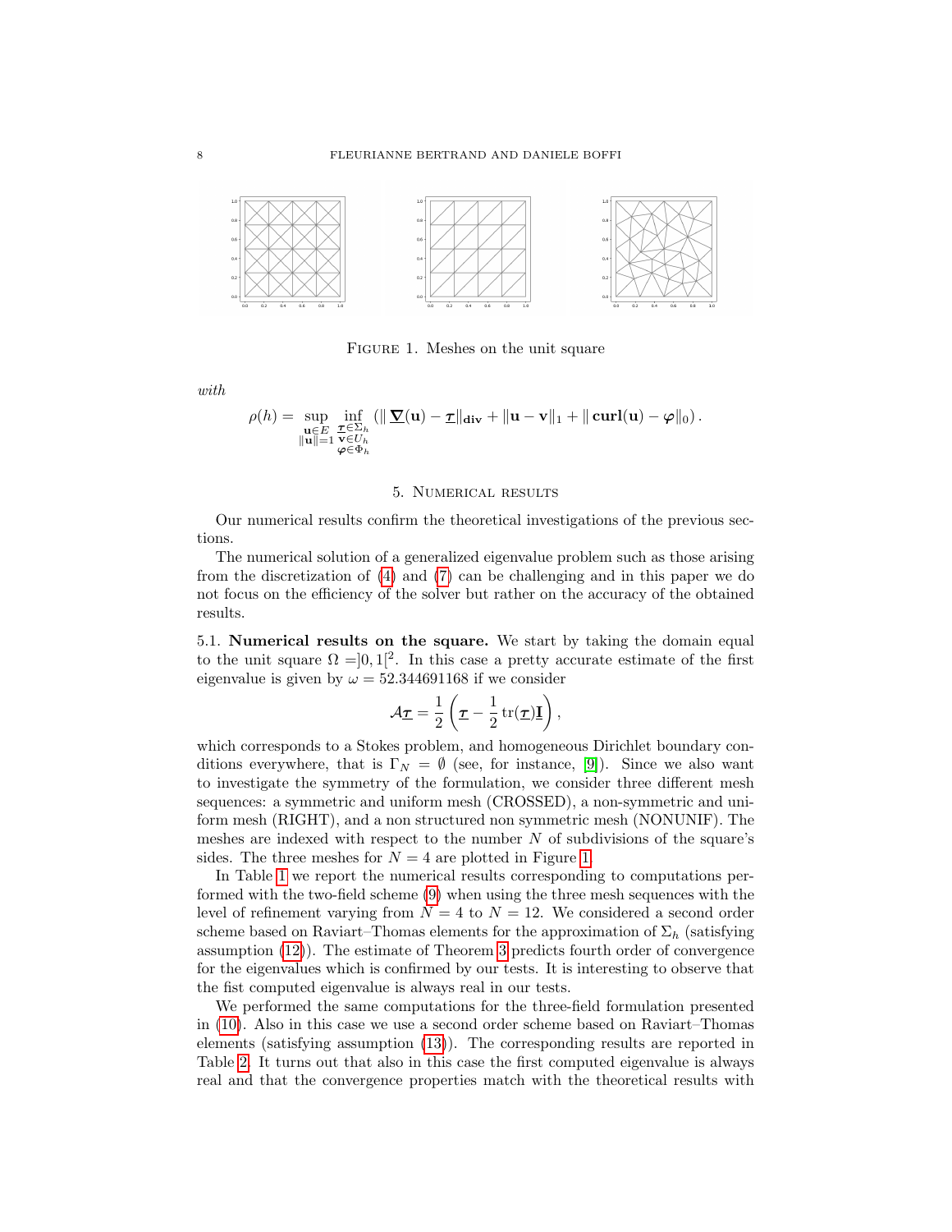FIGURE 1. Meshes on the unit square

*with*

$$\rho(h) = \sup_{\substack{\mathbf{u}\in E\\ \|\mathbf{u}\|=1}} \inf_{\substack{\underline{\boldsymbol{\tau}}\in\Sigma_h\\ \mathbf{v}\in U_h\\ \boldsymbol{\varphi}\in\Phi_h}} \left(\|\,\underline{\boldsymbol{\nabla}}(\mathbf{u}) - \underline{\boldsymbol{\tau}}\|_{\mathbf{div}} + \|\mathbf{u}-\mathbf{v}\|_1 + \|\,\mathbf{curl}(\mathbf{u}) - \boldsymbol{\varphi}\|_0\right).$$

## 5. Numerical results

Our numerical results confirm the theoretical investigations of the previous sections.

The numerical solution of a generalized eigenvalue problem such as those arising from the discretization of (4) and (7) can be challenging and in this paper we do not focus on the efficiency of the solver but rather on the accuracy of the obtained results.

5.1. **Numerical results on the square.** We start by taking the domain equal to the unit square $\Omega = ]0,1[^2$. In this case a pretty accurate estimate of the first eigenvalue is given by $\omega = 52.344691168$ if we consider

$$\mathcal{A}\underline{\boldsymbol{\tau}} = \frac{1}{2}\left(\underline{\boldsymbol{\tau}} - \frac{1}{2}\operatorname{tr}(\underline{\boldsymbol{\tau}})\underline{\mathbf{I}}\right),$$

which corresponds to a Stokes problem, and homogeneous Dirichlet boundary conditions everywhere, that is $\Gamma_N = \emptyset$ (see, for instance, [9]). Since we also want to investigate the symmetry of the formulation, we consider three different mesh sequences: a symmetric and uniform mesh (CROSSED), a non-symmetric and uniform mesh (RIGHT), and a non structured non symmetric mesh (NONUNIF). The meshes are indexed with respect to the number $N$ of subdivisions of the square's sides. The three meshes for $N = 4$ are plotted in Figure 1.

In Table 1 we report the numerical results corresponding to computations performed with the two-field scheme (9) when using the three mesh sequences with the level of refinement varying from $N = 4$ to $N = 12$. We considered a second order scheme based on Raviart–Thomas elements for the approximation of $\Sigma_h$ (satisfying assumption (12)). The estimate of Theorem 3 predicts fourth order of convergence for the eigenvalues which is confirmed by our tests. It is interesting to observe that the fist computed eigenvalue is always real in our tests.

We performed the same computations for the three-field formulation presented in (10). Also in this case we use a second order scheme based on Raviart–Thomas elements (satisfying assumption (13)). The corresponding results are reported in Table 2. It turns out that also in this case the first computed eigenvalue is always real and that the convergence properties match with the theoretical results with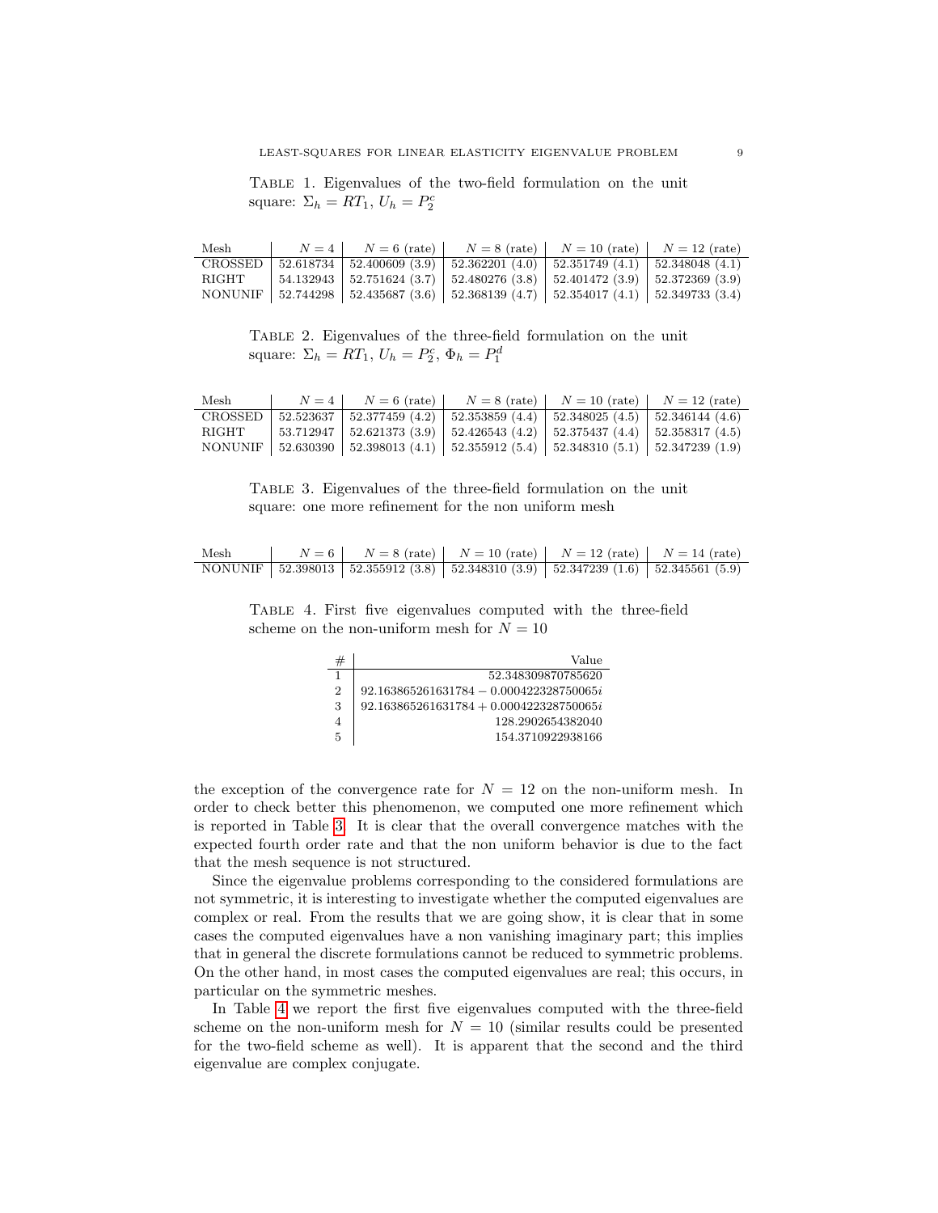Table 1. Eigenvalues of the two-field formulation on the unit square: $\Sigma_h = RT_1$, $U_h = P_2^c$

| Mesh | $N = 4$ | $N = 6$ (rate) | $N = 8$ (rate) | $N = 10$ (rate) | $N = 12$ (rate) |
|---|---|---|---|---|---|
| CROSSED | 52.618734 | 52.400609 (3.9) | 52.362201 (4.0) | 52.351749 (4.1) | 52.348048 (4.1) |
| RIGHT | 54.132943 | 52.751624 (3.7) | 52.480276 (3.8) | 52.401472 (3.9) | 52.372369 (3.9) |
| NONUNIF | 52.744298 | 52.435687 (3.6) | 52.368139 (4.7) | 52.354017 (4.1) | 52.349733 (3.4) |

Table 2. Eigenvalues of the three-field formulation on the unit square: $\Sigma_h = RT_1$, $U_h = P_2^c$, $\Phi_h = P_1^d$

| Mesh | $N = 4$ | $N = 6$ (rate) | $N = 8$ (rate) | $N = 10$ (rate) | $N = 12$ (rate) |
|---|---|---|---|---|---|
| CROSSED | 52.523637 | 52.377459 (4.2) | 52.353859 (4.4) | 52.348025 (4.5) | 52.346144 (4.6) |
| RIGHT | 53.712947 | 52.621373 (3.9) | 52.426543 (4.2) | 52.375437 (4.4) | 52.358317 (4.5) |
| NONUNIF | 52.630390 | 52.398013 (4.1) | 52.355912 (5.4) | 52.348310 (5.1) | 52.347239 (1.9) |

Table 3. Eigenvalues of the three-field formulation on the unit square: one more refinement for the non uniform mesh

| Mesh | $N = 6$ | $N = 8$ (rate) | $N = 10$ (rate) | $N = 12$ (rate) | $N = 14$ (rate) |
|---|---|---|---|---|---|
| NONUNIF | 52.398013 | 52.355912 (3.8) | 52.348310 (3.9) | 52.347239 (1.6) | 52.345561 (5.9) |

Table 4. First five eigenvalues computed with the three-field scheme on the non-uniform mesh for $N = 10$

| # | Value |
|---|---|
| 1 | 52.348309870785620 |
| 2 | $92.163865261631784 - 0.000422328750065i$ |
| 3 | $92.163865261631784 + 0.000422328750065i$ |
| 4 | 128.2902654382040 |
| 5 | 154.3710922938166 |

the exception of the convergence rate for $N = 12$ on the non-uniform mesh. In order to check better this phenomenon, we computed one more refinement which is reported in Table 3. It is clear that the overall convergence matches with the expected fourth order rate and that the non uniform behavior is due to the fact that the mesh sequence is not structured.

Since the eigenvalue problems corresponding to the considered formulations are not symmetric, it is interesting to investigate whether the computed eigenvalues are complex or real. From the results that we are going show, it is clear that in some cases the computed eigenvalues have a non vanishing imaginary part; this implies that in general the discrete formulations cannot be reduced to symmetric problems. On the other hand, in most cases the computed eigenvalues are real; this occurs, in particular on the symmetric meshes.

In Table 4 we report the first five eigenvalues computed with the three-field scheme on the non-uniform mesh for $N = 10$ (similar results could be presented for the two-field scheme as well). It is apparent that the second and the third eigenvalue are complex conjugate.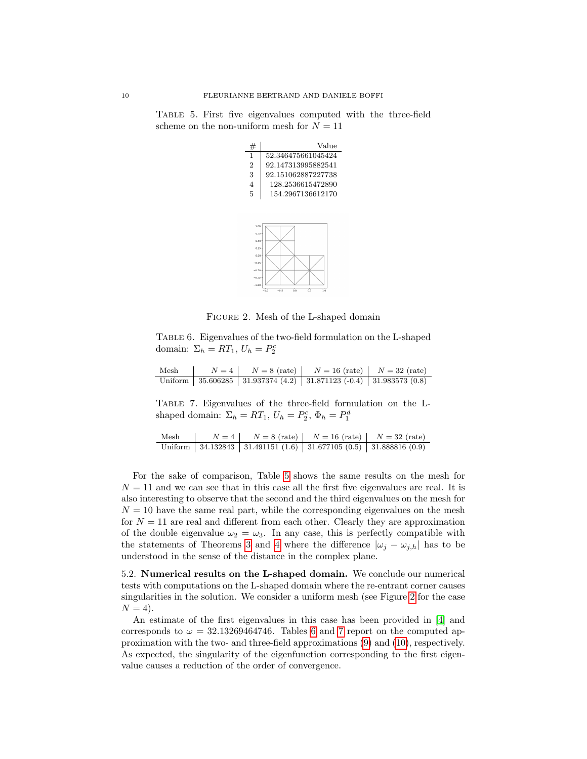Table 5. First five eigenvalues computed with the three-field scheme on the non-uniform mesh for $N = 11$

| # | Value |
|---|---|
| 1 | 52.346475661045424 |
| 2 | 92.147313995882541 |
| 3 | 92.151062887227738 |
| 4 | 128.2536615472890 |
| 5 | 154.2967136612170 |

Figure 2. Mesh of the L-shaped domain

Table 6. Eigenvalues of the two-field formulation on the L-shaped domain: $\Sigma_h = RT_1$, $U_h = P_2^c$

| Mesh | $N = 4$ | $N = 8$ (rate) | $N = 16$ (rate) | $N = 32$ (rate) |
|---|---|---|---|---|
| Uniform | 35.606285 | 31.937374 (4.2) | 31.871123 (-0.4) | 31.983573 (0.8) |

Table 7. Eigenvalues of the three-field formulation on the L-shaped domain: $\Sigma_h = RT_1$, $U_h = P_2^c$, $\Phi_h = P_1^d$

| Mesh | $N = 4$ | $N = 8$ (rate) | $N = 16$ (rate) | $N = 32$ (rate) |
|---|---|---|---|---|
| Uniform | 34.132843 | 31.491151 (1.6) | 31.677105 (0.5) | 31.888816 (0.9) |

For the sake of comparison, Table 5 shows the same results on the mesh for $N = 11$ and we can see that in this case all the first five eigenvalues are real. It is also interesting to observe that the second and the third eigenvalues on the mesh for $N = 10$ have the same real part, while the corresponding eigenvalues on the mesh for $N = 11$ are real and different from each other. Clearly they are approximation of the double eigenvalue $\omega_2 = \omega_3$. In any case, this is perfectly compatible with the statements of Theorems 3 and 4 where the difference $|\omega_j - \omega_{j,h}|$ has to be understood in the sense of the distance in the complex plane.

5.2. **Numerical results on the L-shaped domain.** We conclude our numerical tests with computations on the L-shaped domain where the re-entrant corner causes singularities in the solution. We consider a uniform mesh (see Figure 2 for the case $N = 4$).

An estimate of the first eigenvalues in this case has been provided in [4] and corresponds to $\omega = 32.13269464746$. Tables 6 and 7 report on the computed approximation with the two- and three-field approximations (9) and (10), respectively. As expected, the singularity of the eigenfunction corresponding to the first eigenvalue causes a reduction of the order of convergence.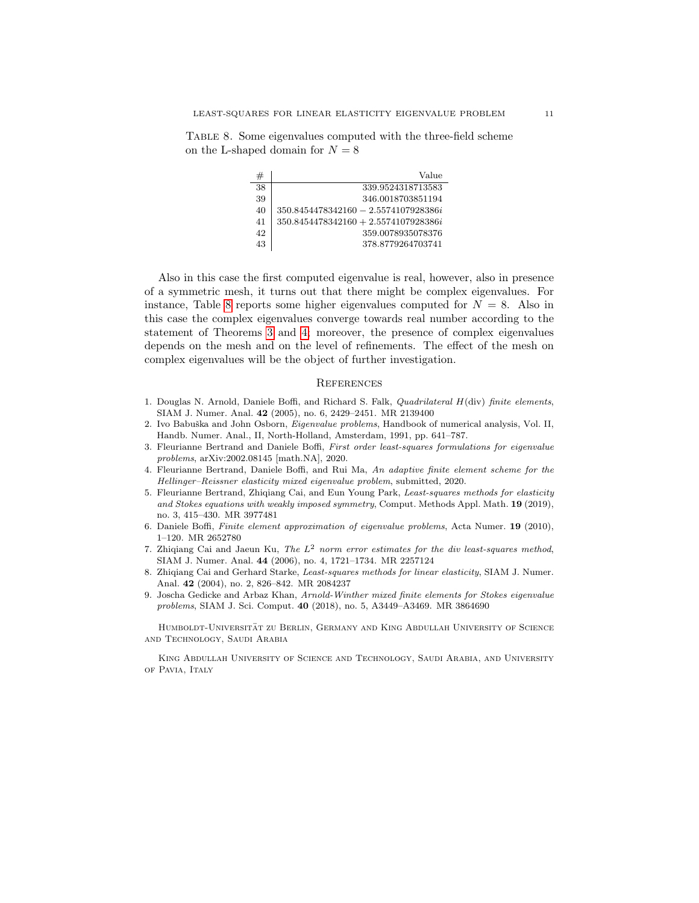Table 8. Some eigenvalues computed with the three-field scheme on the L-shaped domain for $N = 8$

| # | Value |
|---|---|
| 38 | 339.9524318713583 |
| 39 | 346.0018703851194 |
| 40 | $350.8454478342160 - 2.5574107928386i$ |
| 41 | $350.8454478342160 + 2.5574107928386i$ |
| 42 | 359.0078935078376 |
| 43 | 378.8779264703741 |

Also in this case the first computed eigenvalue is real, however, also in presence of a symmetric mesh, it turns out that there might be complex eigenvalues. For instance, Table 8 reports some higher eigenvalues computed for $N = 8$. Also in this case the complex eigenvalues converge towards real number according to the statement of Theorems 3 and 4; moreover, the presence of complex eigenvalues depends on the mesh and on the level of refinements. The effect of the mesh on complex eigenvalues will be the object of further investigation.

## References

1. Douglas N. Arnold, Daniele Boffi, and Richard S. Falk, *Quadrilateral $H(\text{div})$ finite elements*, SIAM J. Numer. Anal. **42** (2005), no. 6, 2429–2451. MR 2139400
2. Ivo Babuška and John Osborn, *Eigenvalue problems*, Handbook of numerical analysis, Vol. II, Handb. Numer. Anal., II, North-Holland, Amsterdam, 1991, pp. 641–787.
3. Fleurianne Bertrand and Daniele Boffi, *First order least-squares formulations for eigenvalue problems*, arXiv:2002.08145 [math.NA], 2020.
4. Fleurianne Bertrand, Daniele Boffi, and Rui Ma, *An adaptive finite element scheme for the Hellinger–Reissner elasticity mixed eigenvalue problem*, submitted, 2020.
5. Fleurianne Bertrand, Zhiqiang Cai, and Eun Young Park, *Least-squares methods for elasticity and Stokes equations with weakly imposed symmetry*, Comput. Methods Appl. Math. **19** (2019), no. 3, 415–430. MR 3977481
6. Daniele Boffi, *Finite element approximation of eigenvalue problems*, Acta Numer. **19** (2010), 1–120. MR 2652780
7. Zhiqiang Cai and Jaeun Ku, *The $L^2$ norm error estimates for the div least-squares method*, SIAM J. Numer. Anal. **44** (2006), no. 4, 1721–1734. MR 2257124
8. Zhiqiang Cai and Gerhard Starke, *Least-squares methods for linear elasticity*, SIAM J. Numer. Anal. **42** (2004), no. 2, 826–842. MR 2084237
9. Joscha Gedicke and Arbaz Khan, *Arnold-Winther mixed finite elements for Stokes eigenvalue problems*, SIAM J. Sci. Comput. **40** (2018), no. 5, A3449–A3469. MR 3864690

Humboldt-Universität zu Berlin, Germany and King Abdullah University of Science and Technology, Saudi Arabia

King Abdullah University of Science and Technology, Saudi Arabia, and University of Pavia, Italy